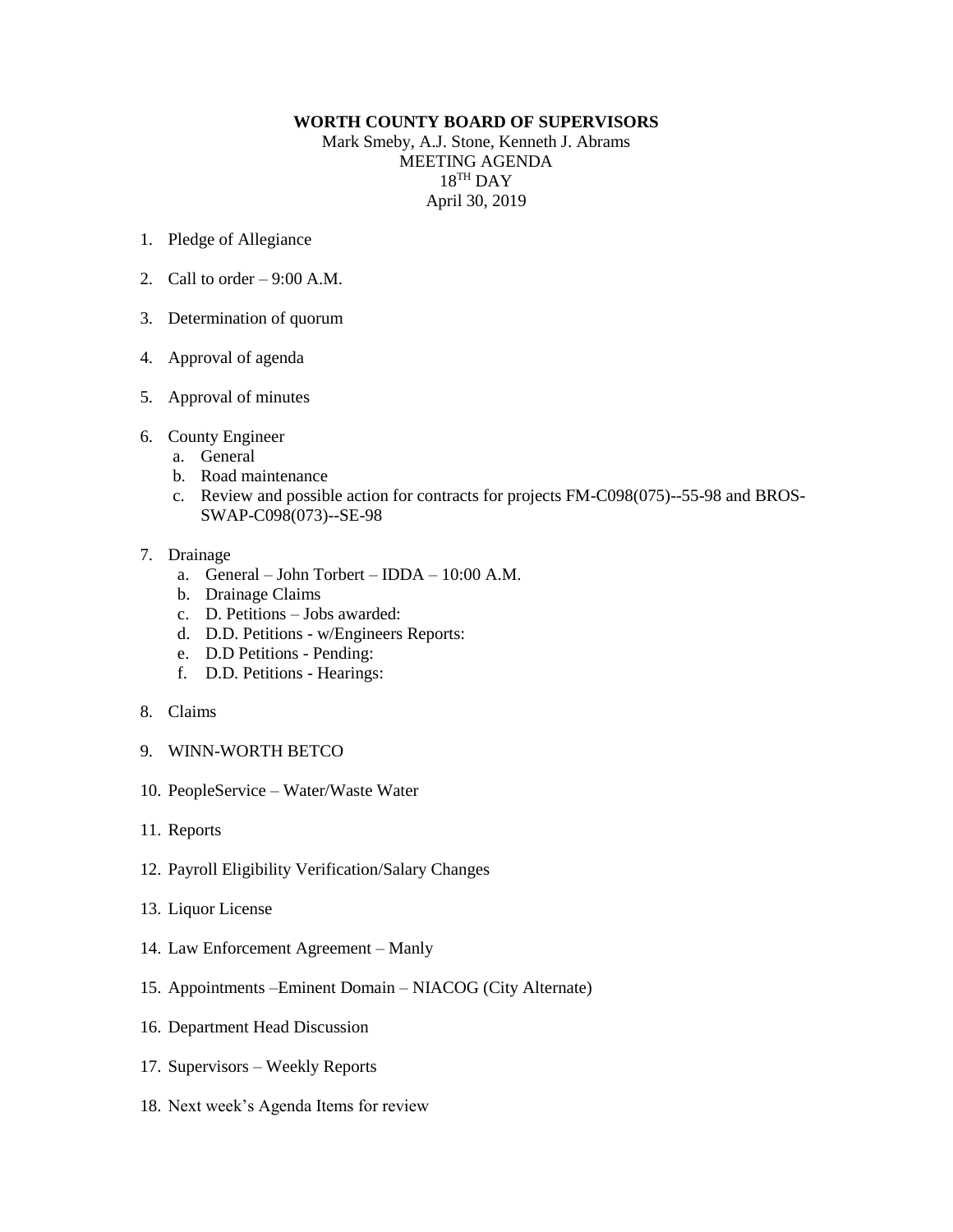**WORTH COUNTY BOARD OF SUPERVISORS**

Mark Smeby, A.J. Stone, Kenneth J. Abrams
MEETING AGENDA
18TH DAY
April 30, 2019

1. Pledge of Allegiance

2. Call to order – 9:00 A.M.

3. Determination of quorum

4. Approval of agenda

5. Approval of minutes

6. County Engineer
   a. General
   b. Road maintenance
   c. Review and possible action for contracts for projects FM-C098(075)--55-98 and BROS-SWAP-C098(073)--SE-98

7. Drainage
   a. General – John Torbert – IDDA – 10:00 A.M.
   b. Drainage Claims
   c. D. Petitions – Jobs awarded:
   d. D.D. Petitions - w/Engineers Reports:
   e. D.D Petitions - Pending:
   f. D.D. Petitions - Hearings:

8. Claims

9. WINN-WORTH BETCO

10. PeopleService – Water/Waste Water

11. Reports

12. Payroll Eligibility Verification/Salary Changes

13. Liquor License

14. Law Enforcement Agreement – Manly

15. Appointments –Eminent Domain – NIACOG (City Alternate)

16. Department Head Discussion

17. Supervisors – Weekly Reports

18. Next week's Agenda Items for review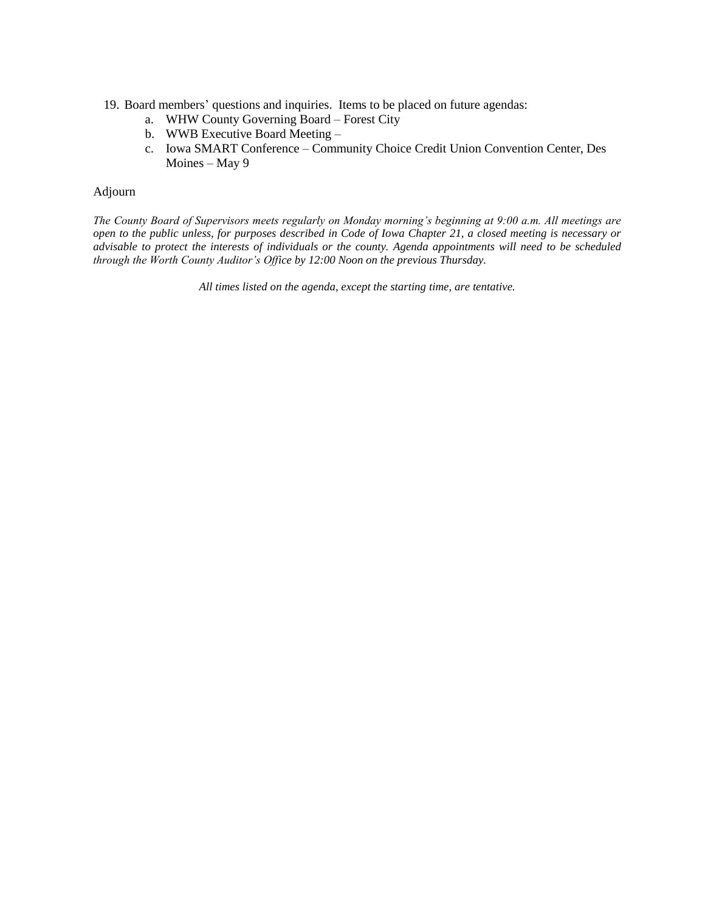19. Board members' questions and inquiries. Items to be placed on future agendas:
    a. WHW County Governing Board – Forest City
    b. WWB Executive Board Meeting –
    c. Iowa SMART Conference – Community Choice Credit Union Convention Center, Des Moines – May 9

Adjourn

*The County Board of Supervisors meets regularly on Monday morning's beginning at 9:00 a.m. All meetings are open to the public unless, for purposes described in Code of Iowa Chapter 21, a closed meeting is necessary or advisable to protect the interests of individuals or the county. Agenda appointments will need to be scheduled through the Worth County Auditor's Office by 12:00 Noon on the previous Thursday.*

*All times listed on the agenda, except the starting time, are tentative.*